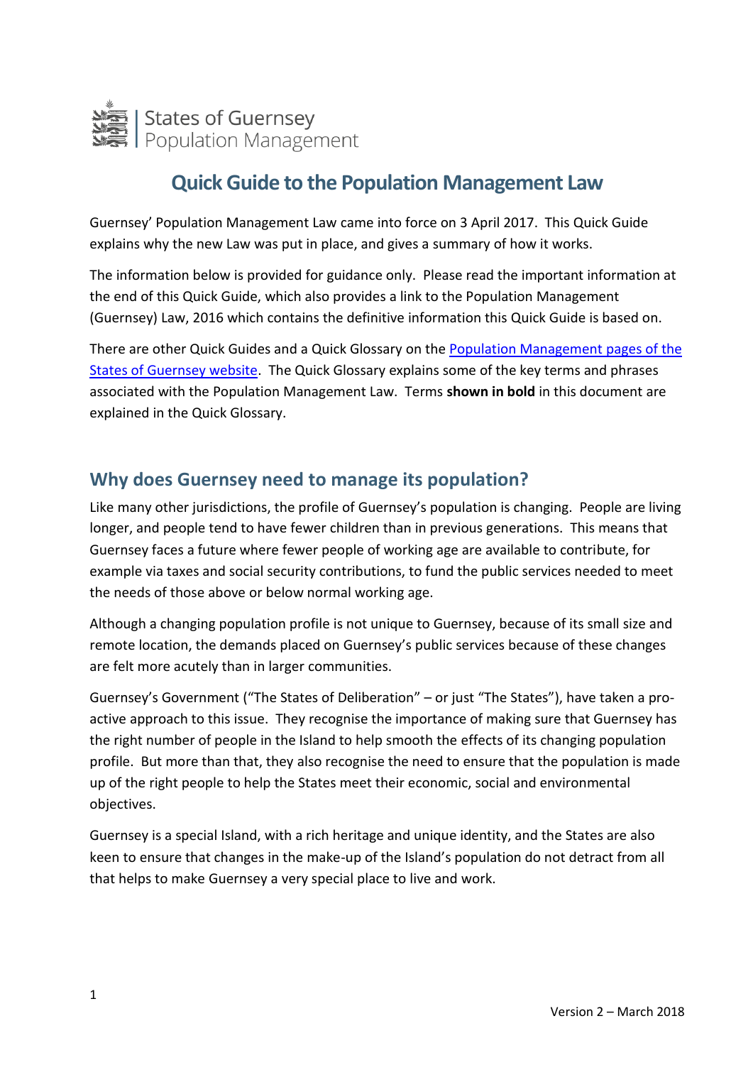States of Guernsey
Population Management

# Quick Guide to the Population Management Law

Guernsey' Population Management Law came into force on 3 April 2017. This Quick Guide explains why the new Law was put in place, and gives a summary of how it works.

The information below is provided for guidance only. Please read the important information at the end of this Quick Guide, which also provides a link to the Population Management (Guernsey) Law, 2016 which contains the definitive information this Quick Guide is based on.

There are other Quick Guides and a Quick Glossary on the Population Management pages of the States of Guernsey website. The Quick Glossary explains some of the key terms and phrases associated with the Population Management Law. Terms **shown in bold** in this document are explained in the Quick Glossary.

## Why does Guernsey need to manage its population?

Like many other jurisdictions, the profile of Guernsey's population is changing. People are living longer, and people tend to have fewer children than in previous generations. This means that Guernsey faces a future where fewer people of working age are available to contribute, for example via taxes and social security contributions, to fund the public services needed to meet the needs of those above or below normal working age.

Although a changing population profile is not unique to Guernsey, because of its small size and remote location, the demands placed on Guernsey's public services because of these changes are felt more acutely than in larger communities.

Guernsey's Government ("The States of Deliberation" – or just "The States"), have taken a pro-active approach to this issue. They recognise the importance of making sure that Guernsey has the right number of people in the Island to help smooth the effects of its changing population profile. But more than that, they also recognise the need to ensure that the population is made up of the right people to help the States meet their economic, social and environmental objectives.

Guernsey is a special Island, with a rich heritage and unique identity, and the States are also keen to ensure that changes in the make-up of the Island's population do not detract from all that helps to make Guernsey a very special place to live and work.

Version 2 – March 2018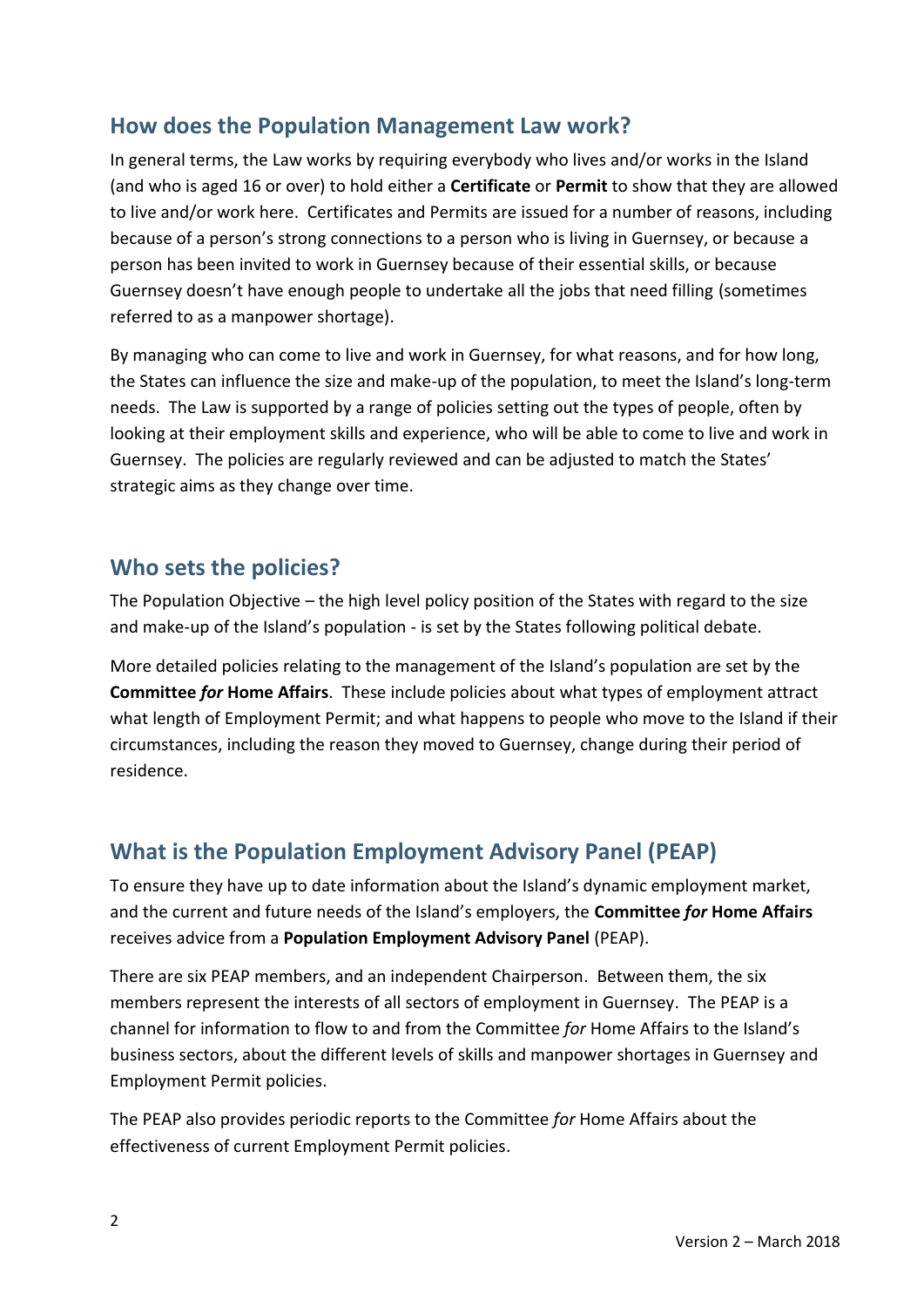## How does the Population Management Law work?

In general terms, the Law works by requiring everybody who lives and/or works in the Island (and who is aged 16 or over) to hold either a **Certificate** or **Permit** to show that they are allowed to live and/or work here. Certificates and Permits are issued for a number of reasons, including because of a person's strong connections to a person who is living in Guernsey, or because a person has been invited to work in Guernsey because of their essential skills, or because Guernsey doesn't have enough people to undertake all the jobs that need filling (sometimes referred to as a manpower shortage).

By managing who can come to live and work in Guernsey, for what reasons, and for how long, the States can influence the size and make-up of the population, to meet the Island's long-term needs. The Law is supported by a range of policies setting out the types of people, often by looking at their employment skills and experience, who will be able to come to live and work in Guernsey. The policies are regularly reviewed and can be adjusted to match the States' strategic aims as they change over time.

## Who sets the policies?

The Population Objective – the high level policy position of the States with regard to the size and make-up of the Island's population - is set by the States following political debate.

More detailed policies relating to the management of the Island's population are set by the **Committee *for* Home Affairs**. These include policies about what types of employment attract what length of Employment Permit; and what happens to people who move to the Island if their circumstances, including the reason they moved to Guernsey, change during their period of residence.

## What is the Population Employment Advisory Panel (PEAP)

To ensure they have up to date information about the Island's dynamic employment market, and the current and future needs of the Island's employers, the **Committee *for* Home Affairs** receives advice from a **Population Employment Advisory Panel** (PEAP).

There are six PEAP members, and an independent Chairperson. Between them, the six members represent the interests of all sectors of employment in Guernsey. The PEAP is a channel for information to flow to and from the Committee *for* Home Affairs to the Island's business sectors, about the different levels of skills and manpower shortages in Guernsey and Employment Permit policies.

The PEAP also provides periodic reports to the Committee *for* Home Affairs about the effectiveness of current Employment Permit policies.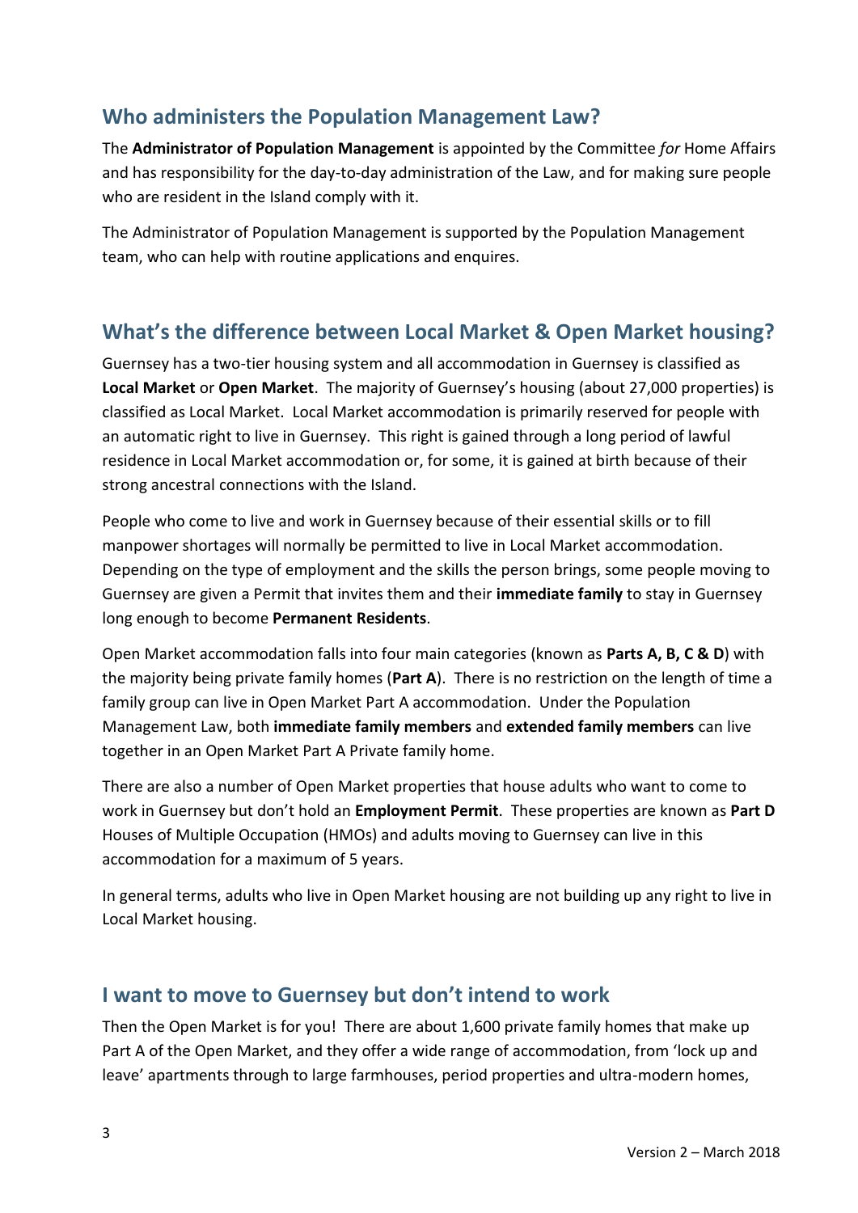## Who administers the Population Management Law?

The **Administrator of Population Management** is appointed by the Committee *for* Home Affairs and has responsibility for the day-to-day administration of the Law, and for making sure people who are resident in the Island comply with it.

The Administrator of Population Management is supported by the Population Management team, who can help with routine applications and enquires.

## What's the difference between Local Market & Open Market housing?

Guernsey has a two-tier housing system and all accommodation in Guernsey is classified as **Local Market** or **Open Market**. The majority of Guernsey's housing (about 27,000 properties) is classified as Local Market. Local Market accommodation is primarily reserved for people with an automatic right to live in Guernsey. This right is gained through a long period of lawful residence in Local Market accommodation or, for some, it is gained at birth because of their strong ancestral connections with the Island.

People who come to live and work in Guernsey because of their essential skills or to fill manpower shortages will normally be permitted to live in Local Market accommodation. Depending on the type of employment and the skills the person brings, some people moving to Guernsey are given a Permit that invites them and their **immediate family** to stay in Guernsey long enough to become **Permanent Residents**.

Open Market accommodation falls into four main categories (known as **Parts A, B, C & D**) with the majority being private family homes (**Part A**). There is no restriction on the length of time a family group can live in Open Market Part A accommodation. Under the Population Management Law, both **immediate family members** and **extended family members** can live together in an Open Market Part A Private family home.

There are also a number of Open Market properties that house adults who want to come to work in Guernsey but don't hold an **Employment Permit**. These properties are known as **Part D** Houses of Multiple Occupation (HMOs) and adults moving to Guernsey can live in this accommodation for a maximum of 5 years.

In general terms, adults who live in Open Market housing are not building up any right to live in Local Market housing.

## I want to move to Guernsey but don't intend to work

Then the Open Market is for you! There are about 1,600 private family homes that make up Part A of the Open Market, and they offer a wide range of accommodation, from 'lock up and leave' apartments through to large farmhouses, period properties and ultra-modern homes,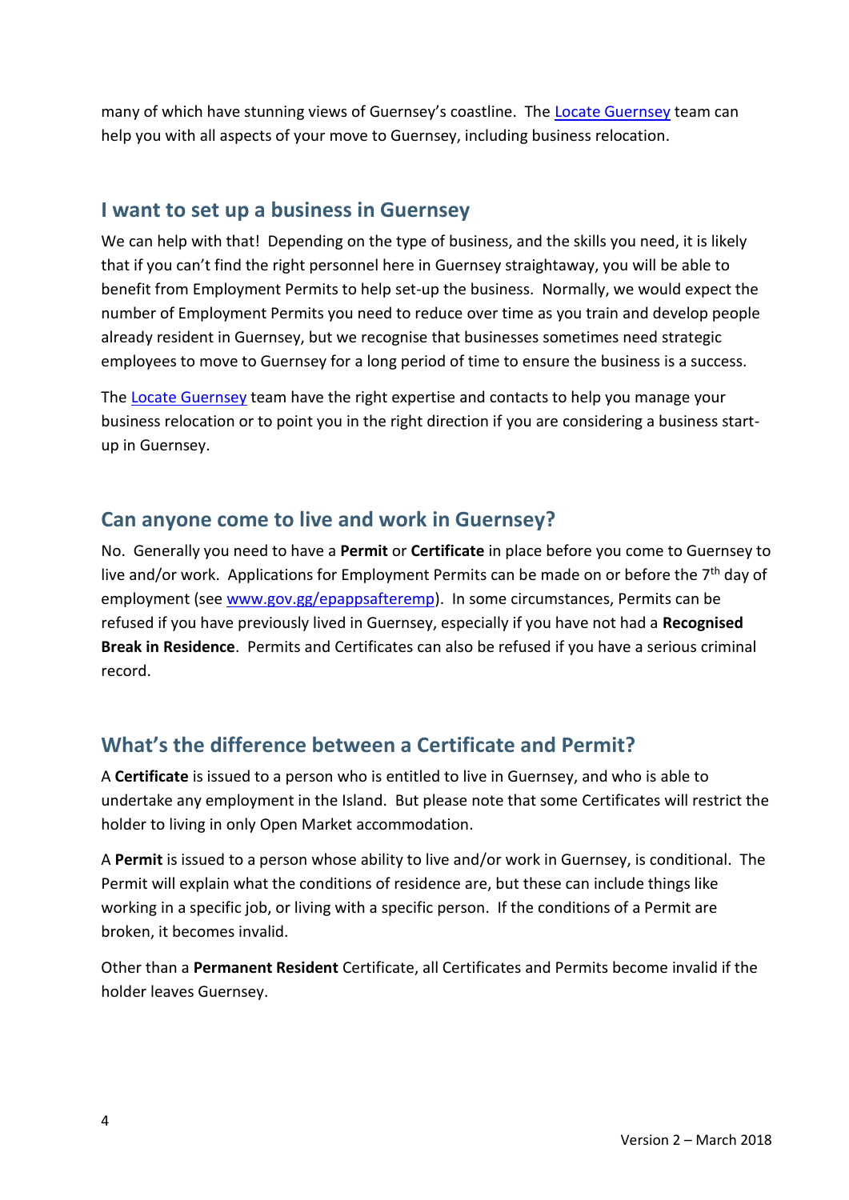many of which have stunning views of Guernsey's coastline. The [Locate Guernsey] team can help you with all aspects of your move to Guernsey, including business relocation.

## I want to set up a business in Guernsey

We can help with that! Depending on the type of business, and the skills you need, it is likely that if you can't find the right personnel here in Guernsey straightaway, you will be able to benefit from Employment Permits to help set-up the business. Normally, we would expect the number of Employment Permits you need to reduce over time as you train and develop people already resident in Guernsey, but we recognise that businesses sometimes need strategic employees to move to Guernsey for a long period of time to ensure the business is a success.

The [Locate Guernsey] team have the right expertise and contacts to help you manage your business relocation or to point you in the right direction if you are considering a business start-up in Guernsey.

## Can anyone come to live and work in Guernsey?

No. Generally you need to have a **Permit** or **Certificate** in place before you come to Guernsey to live and/or work. Applications for Employment Permits can be made on or before the 7th day of employment (see www.gov.gg/epappsafteremp). In some circumstances, Permits can be refused if you have previously lived in Guernsey, especially if you have not had a **Recognised Break in Residence**. Permits and Certificates can also be refused if you have a serious criminal record.

## What's the difference between a Certificate and Permit?

A **Certificate** is issued to a person who is entitled to live in Guernsey, and who is able to undertake any employment in the Island. But please note that some Certificates will restrict the holder to living in only Open Market accommodation.

A **Permit** is issued to a person whose ability to live and/or work in Guernsey, is conditional. The Permit will explain what the conditions of residence are, but these can include things like working in a specific job, or living with a specific person. If the conditions of a Permit are broken, it becomes invalid.

Other than a **Permanent Resident** Certificate, all Certificates and Permits become invalid if the holder leaves Guernsey.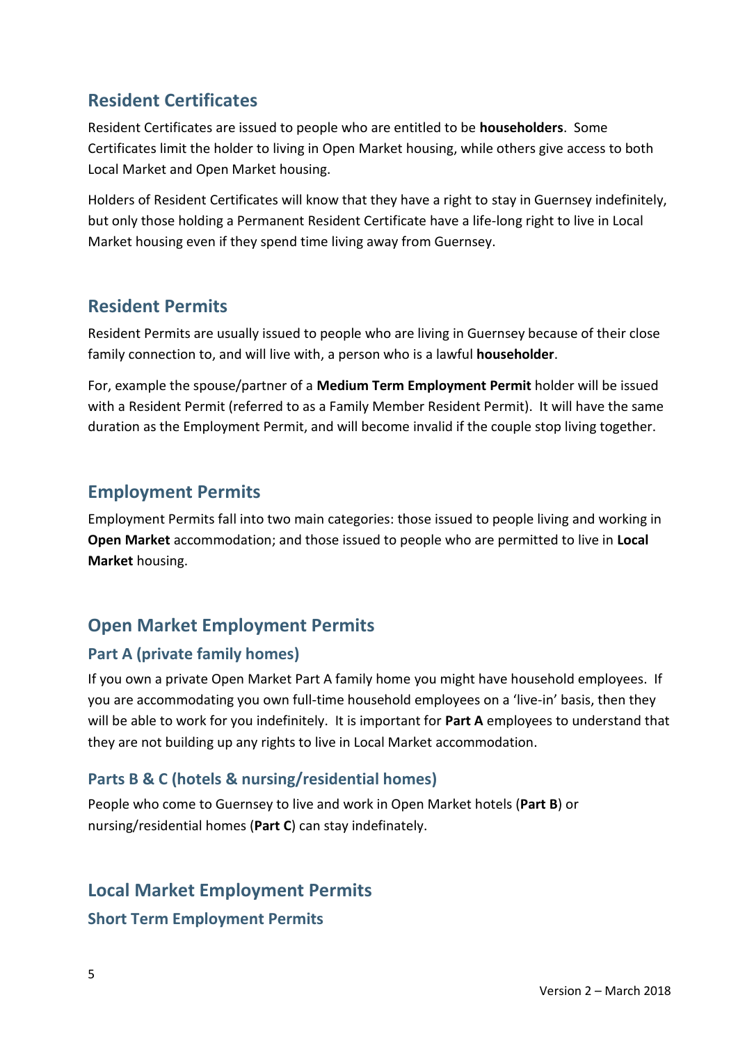## Resident Certificates

Resident Certificates are issued to people who are entitled to be **householders**. Some Certificates limit the holder to living in Open Market housing, while others give access to both Local Market and Open Market housing.

Holders of Resident Certificates will know that they have a right to stay in Guernsey indefinitely, but only those holding a Permanent Resident Certificate have a life-long right to live in Local Market housing even if they spend time living away from Guernsey.

## Resident Permits

Resident Permits are usually issued to people who are living in Guernsey because of their close family connection to, and will live with, a person who is a lawful **householder**.

For, example the spouse/partner of a **Medium Term Employment Permit** holder will be issued with a Resident Permit (referred to as a Family Member Resident Permit). It will have the same duration as the Employment Permit, and will become invalid if the couple stop living together.

## Employment Permits

Employment Permits fall into two main categories: those issued to people living and working in **Open Market** accommodation; and those issued to people who are permitted to live in **Local Market** housing.

## Open Market Employment Permits

### Part A (private family homes)

If you own a private Open Market Part A family home you might have household employees. If you are accommodating you own full-time household employees on a 'live-in' basis, then they will be able to work for you indefinitely. It is important for **Part A** employees to understand that they are not building up any rights to live in Local Market accommodation.

### Parts B & C (hotels & nursing/residential homes)

People who come to Guernsey to live and work in Open Market hotels (**Part B**) or nursing/residential homes (**Part C**) can stay indefinately.

## Local Market Employment Permits

### Short Term Employment Permits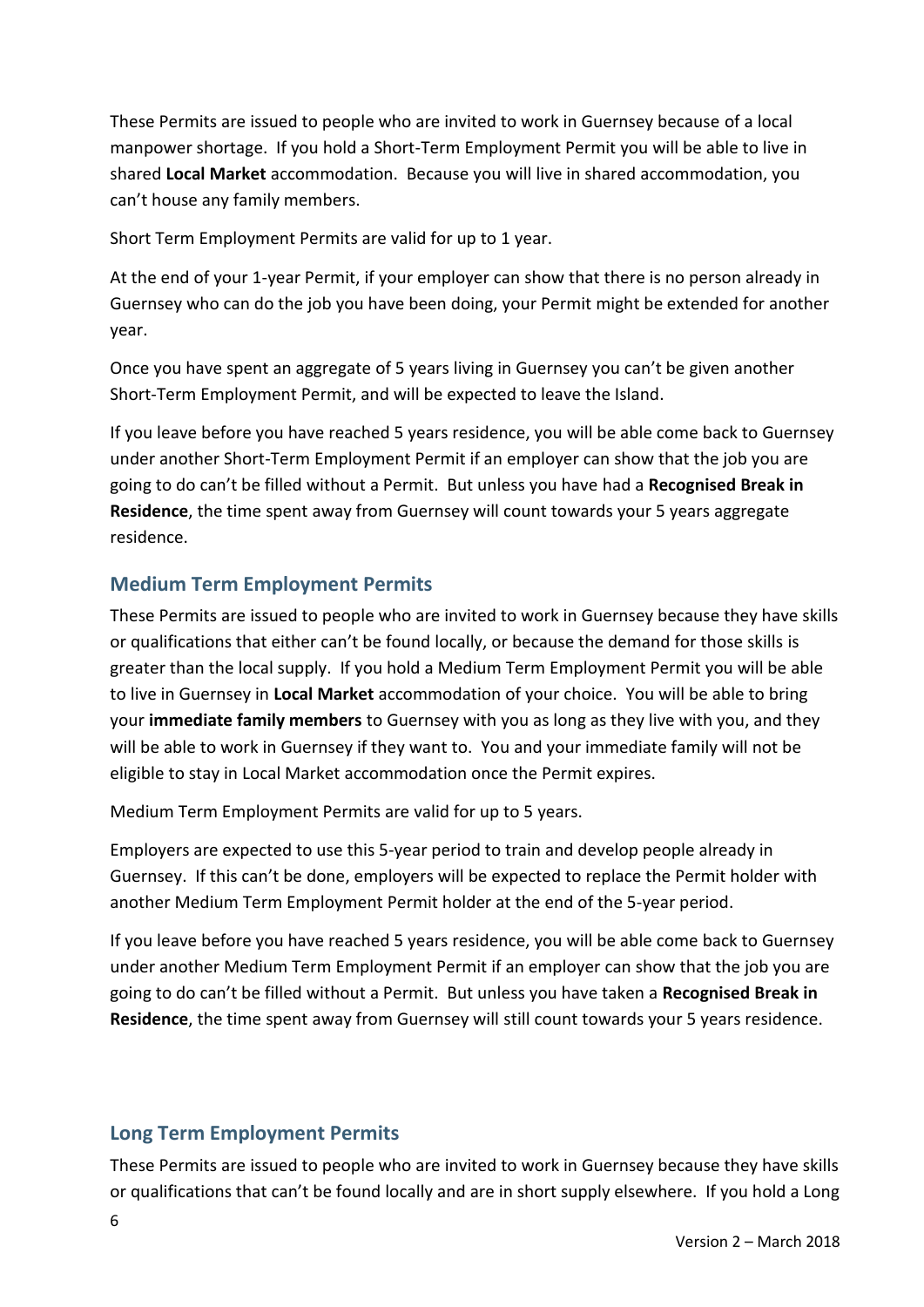These Permits are issued to people who are invited to work in Guernsey because of a local manpower shortage. If you hold a Short-Term Employment Permit you will be able to live in shared **Local Market** accommodation. Because you will live in shared accommodation, you can't house any family members.

Short Term Employment Permits are valid for up to 1 year.

At the end of your 1-year Permit, if your employer can show that there is no person already in Guernsey who can do the job you have been doing, your Permit might be extended for another year.

Once you have spent an aggregate of 5 years living in Guernsey you can't be given another Short-Term Employment Permit, and will be expected to leave the Island.

If you leave before you have reached 5 years residence, you will be able come back to Guernsey under another Short-Term Employment Permit if an employer can show that the job you are going to do can't be filled without a Permit. But unless you have had a **Recognised Break in Residence**, the time spent away from Guernsey will count towards your 5 years aggregate residence.

## Medium Term Employment Permits

These Permits are issued to people who are invited to work in Guernsey because they have skills or qualifications that either can't be found locally, or because the demand for those skills is greater than the local supply. If you hold a Medium Term Employment Permit you will be able to live in Guernsey in **Local Market** accommodation of your choice. You will be able to bring your **immediate family members** to Guernsey with you as long as they live with you, and they will be able to work in Guernsey if they want to. You and your immediate family will not be eligible to stay in Local Market accommodation once the Permit expires.

Medium Term Employment Permits are valid for up to 5 years.

Employers are expected to use this 5-year period to train and develop people already in Guernsey. If this can't be done, employers will be expected to replace the Permit holder with another Medium Term Employment Permit holder at the end of the 5-year period.

If you leave before you have reached 5 years residence, you will be able come back to Guernsey under another Medium Term Employment Permit if an employer can show that the job you are going to do can't be filled without a Permit. But unless you have taken a **Recognised Break in Residence**, the time spent away from Guernsey will still count towards your 5 years residence.

## Long Term Employment Permits

These Permits are issued to people who are invited to work in Guernsey because they have skills or qualifications that can't be found locally and are in short supply elsewhere. If you hold a Long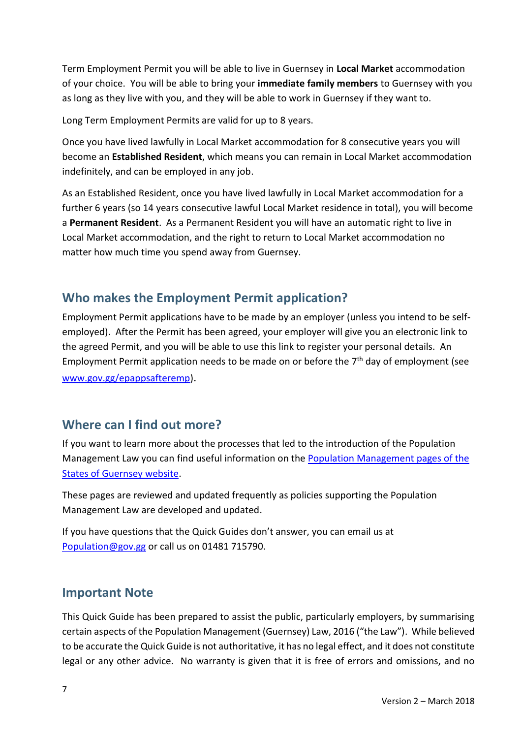Term Employment Permit you will be able to live in Guernsey in **Local Market** accommodation of your choice. You will be able to bring your **immediate family members** to Guernsey with you as long as they live with you, and they will be able to work in Guernsey if they want to.

Long Term Employment Permits are valid for up to 8 years.

Once you have lived lawfully in Local Market accommodation for 8 consecutive years you will become an **Established Resident**, which means you can remain in Local Market accommodation indefinitely, and can be employed in any job.

As an Established Resident, once you have lived lawfully in Local Market accommodation for a further 6 years (so 14 years consecutive lawful Local Market residence in total), you will become a **Permanent Resident**. As a Permanent Resident you will have an automatic right to live in Local Market accommodation, and the right to return to Local Market accommodation no matter how much time you spend away from Guernsey.

## Who makes the Employment Permit application?

Employment Permit applications have to be made by an employer (unless you intend to be self-employed). After the Permit has been agreed, your employer will give you an electronic link to the agreed Permit, and you will be able to use this link to register your personal details. An Employment Permit application needs to be made on or before the 7th day of employment (see www.gov.gg/epappsafteremp).

## Where can I find out more?

If you want to learn more about the processes that led to the introduction of the Population Management Law you can find useful information on the Population Management pages of the States of Guernsey website.

These pages are reviewed and updated frequently as policies supporting the Population Management Law are developed and updated.

If you have questions that the Quick Guides don't answer, you can email us at Population@gov.gg or call us on 01481 715790.

## Important Note

This Quick Guide has been prepared to assist the public, particularly employers, by summarising certain aspects of the Population Management (Guernsey) Law, 2016 ("the Law"). While believed to be accurate the Quick Guide is not authoritative, it has no legal effect, and it does not constitute legal or any other advice. No warranty is given that it is free of errors and omissions, and no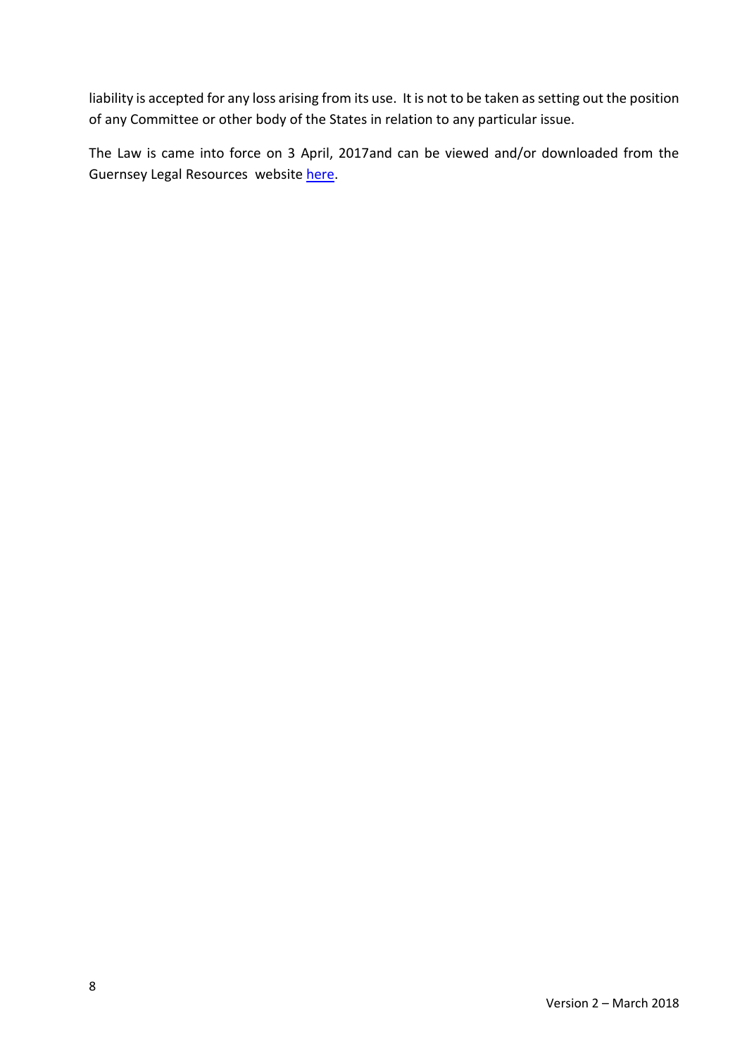liability is accepted for any loss arising from its use. It is not to be taken as setting out the position of any Committee or other body of the States in relation to any particular issue.

The Law is came into force on 3 April, 2017and can be viewed and/or downloaded from the Guernsey Legal Resources website here.